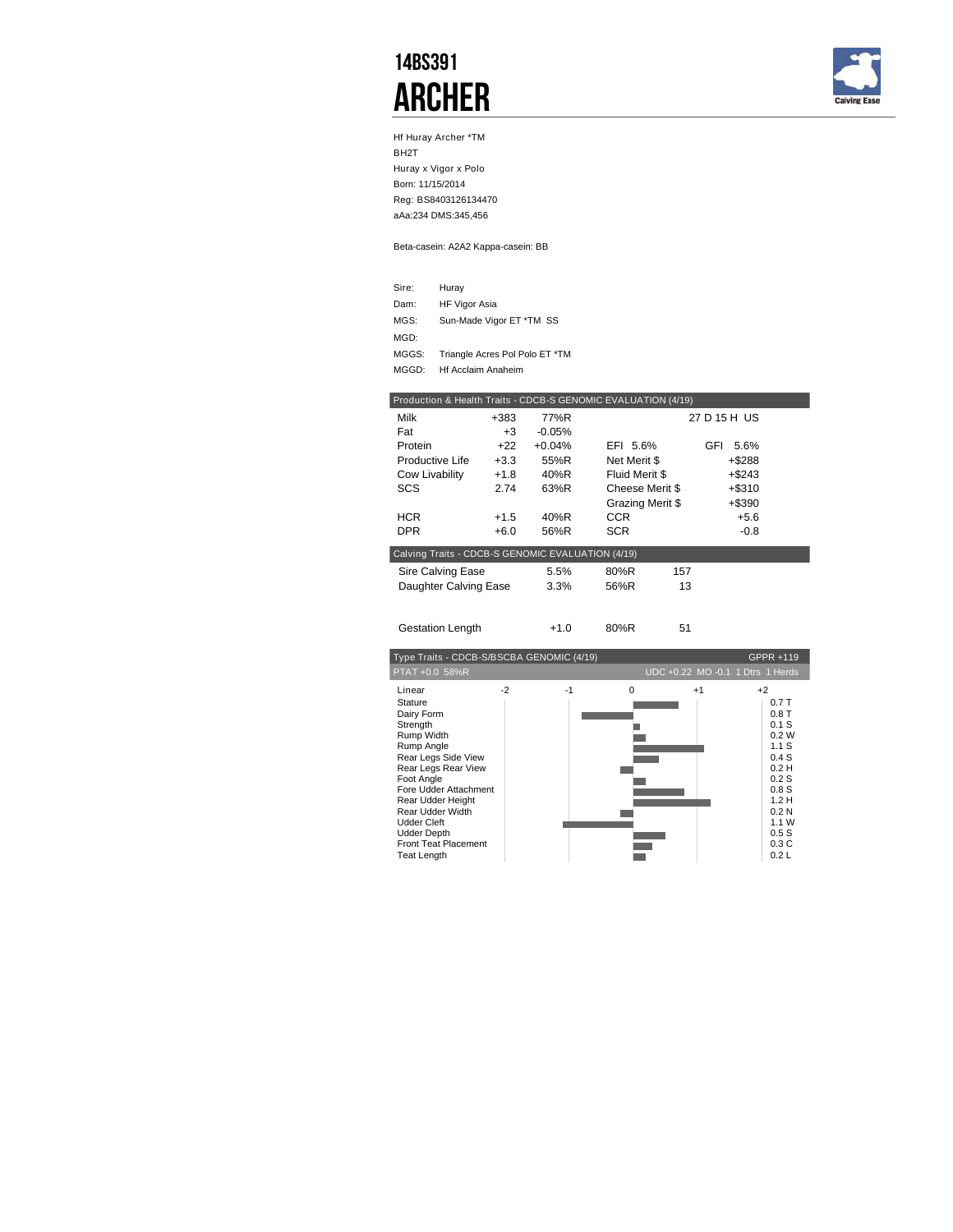# 14BS391
# ARCHER

Calving Ease

Hf Huray Archer *TM
BH2T
Huray x Vigor x Polo
Born: 11/15/2014
Reg: BS8403126134470
aAa:234 DMS:345,456

Beta-casein: A2A2 Kappa-casein: BB

| | |
|---|---|
| Sire: | Huray |
| Dam: | HF Vigor Asia |
| MGS: | Sun-Made Vigor ET *TM SS |
| MGD: | |
| MGGS: | Triangle Acres Pol Polo ET *TM |
| MGGD: | Hf Acclaim Anaheim |

## Production & Health Traits - CDCB-S GENOMIC EVALUATION (4/19)

| | | | | |
|---|---|---|---|---|
| Milk | +383 | 77%R | | 27 D 15 H US |
| Fat | +3 | -0.05% | | |
| Protein | +22 | +0.04% | EFI 5.6% | GFI 5.6% |
| Productive Life | +3.3 | 55%R | Net Merit $ | +$288 |
| Cow Livability | +1.8 | 40%R | Fluid Merit $ | +$243 |
| SCS | 2.74 | 63%R | Cheese Merit $ | +$310 |
| | | | Grazing Merit $ | +$390 |
| HCR | +1.5 | 40%R | CCR | +5.6 |
| DPR | +6.0 | 56%R | SCR | -0.8 |

## Calving Traits - CDCB-S GENOMIC EVALUATION (4/19)

| | | | |
|---|---|---|---|
| Sire Calving Ease | 5.5% | 80%R | 157 |
| Daughter Calving Ease | 3.3% | 56%R | 13 |
| Gestation Length | +1.0 | 80%R | 51 |

## Type Traits - CDCB-S/BSCBA GENOMIC (4/19) GPPR +119

PTAT +0.0 58%R UDC +0.22 MO -0.1 1 Dtrs 1 Herds

| Linear | Value |
|---|---|
| Stature | 0.7 T |
| Dairy Form | 0.8 T |
| Strength | 0.1 S |
| Rump Width | 0.2 W |
| Rump Angle | 1.1 S |
| Rear Legs Side View | 0.4 S |
| Rear Legs Rear View | 0.2 H |
| Foot Angle | 0.2 S |
| Fore Udder Attachment | 0.8 S |
| Rear Udder Height | 1.2 H |
| Rear Udder Width | 0.2 N |
| Udder Cleft | 1.1 W |
| Udder Depth | 0.5 S |
| Front Teat Placement | 0.3 C |
| Teat Length | 0.2 L |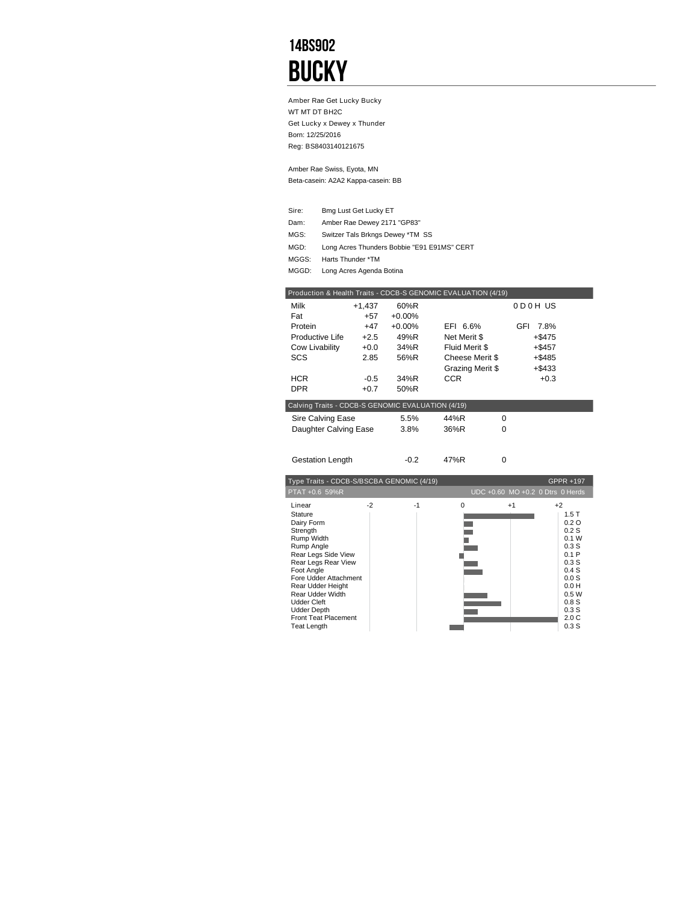# 14BS902

# BUCKY

Amber Rae Get Lucky Bucky
WT MT DT BH2C
Get Lucky x Dewey x Thunder
Born: 12/25/2016
Reg: BS8403140121675

Amber Rae Swiss, Eyota, MN
Beta-casein: A2A2 Kappa-casein: BB

| | |
|---|---|
| Sire: | Bmg Lust Get Lucky ET |
| Dam: | Amber Rae Dewey 2171 "GP83" |
| MGS: | Switzer Tals Brkngs Dewey *TM SS |
| MGD: | Long Acres Thunders Bobbie "E91 E91MS" CERT |
| MGGS: | Harts Thunder *TM |
| MGGD: | Long Acres Agenda Botina |

| Production & Health Traits - CDCB-S GENOMIC EVALUATION (4/19) | | | | |
|---|---|---|---|---|
| Milk | +1,437 | 60%R | | 0 D 0 H US |
| Fat | +57 | +0.00% | | |
| Protein | +47 | +0.00% | EFI 6.6% | GFI 7.8% |
| Productive Life | +2.5 | 49%R | Net Merit $ | +$475 |
| Cow Livability | +0.0 | 34%R | Fluid Merit $ | +$457 |
| SCS | 2.85 | 56%R | Cheese Merit $ | +$485 |
| | | | Grazing Merit $ | +$433 |
| HCR | -0.5 | 34%R | CCR | +0.3 |
| DPR | +0.7 | 50%R | | |

| Calving Traits - CDCB-S GENOMIC EVALUATION (4/19) | | | |
|---|---|---|---|
| Sire Calving Ease | 5.5% | 44%R | 0 |
| Daughter Calving Ease | 3.8% | 36%R | 0 |
| Gestation Length | -0.2 | 47%R | 0 |

Type Traits - CDCB-S/BSCBA GENOMIC (4/19) GPPR +197

PTAT +0.6 59%R UDC +0.60 MO +0.2 0 Dtrs 0 Herds

| Linear | Value |
|---|---|
| Stature | 1.5 T |
| Dairy Form | 0.2 O |
| Strength | 0.2 S |
| Rump Width | 0.1 W |
| Rump Angle | 0.3 S |
| Rear Legs Side View | 0.1 P |
| Rear Legs Rear View | 0.3 S |
| Foot Angle | 0.4 S |
| Fore Udder Attachment | 0.0 S |
| Rear Udder Height | 0.0 H |
| Rear Udder Width | 0.5 W |
| Udder Cleft | 0.8 S |
| Udder Depth | 0.3 S |
| Front Teat Placement | 2.0 C |
| Teat Length | 0.3 S |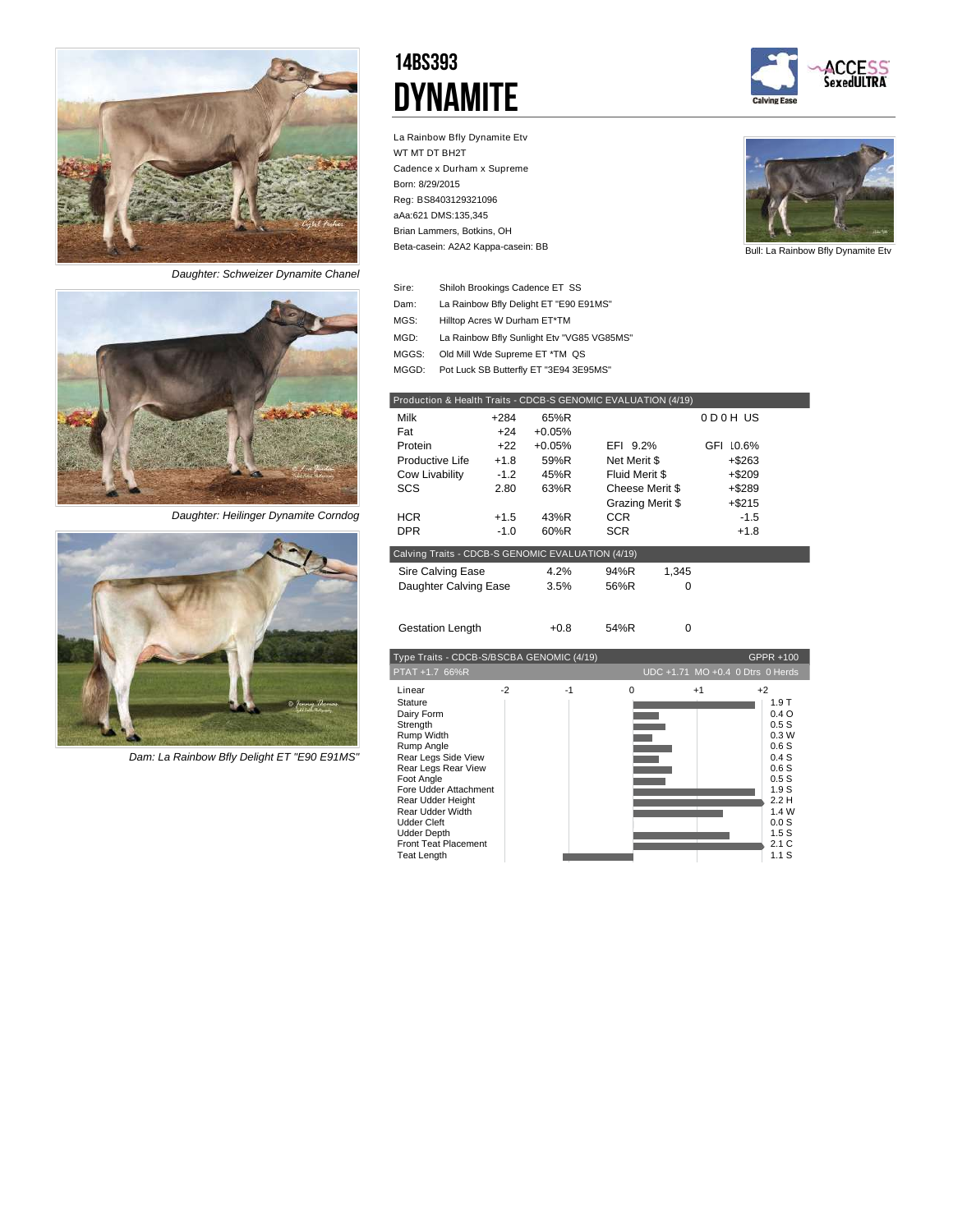# 14BS393

# DYNAMITE

La Rainbow Bfly Dynamite Etv
WT MT DT BH2T
Cadence x Durham x Supreme
Born: 8/29/2015
Reg: BS8403129321096
aAa:621 DMS:135,345
Brian Lammers, Botkins, OH
Beta-casein: A2A2 Kappa-casein: BB

Bull: La Rainbow Bfly Dynamite Etv

*Daughter: Schweizer Dynamite Chanel*

*Daughter: Heilinger Dynamite Corndog*

*Dam: La Rainbow Bfly Delight ET "E90 E91MS"*

| | |
|---|---|
| Sire: | Shiloh Brookings Cadence ET SS |
| Dam: | La Rainbow Bfly Delight ET "E90 E91MS" |
| MGS: | Hilltop Acres W Durham ET*TM |
| MGD: | La Rainbow Bfly Sunlight Etv "VG85 VG85MS" |
| MGGS: | Old Mill Wde Supreme ET *TM QS |
| MGGD: | Pot Luck SB Butterfly ET "3E94 3E95MS" |

## Production & Health Traits - CDCB-S GENOMIC EVALUATION (4/19)

| | | | | |
|---|---|---|---|---|
| Milk | +284 | 65%R | | 0 D 0 H US |
| Fat | +24 | +0.05% | | |
| Protein | +22 | +0.05% | EFI 9.2% | GFI 10.6% |
| Productive Life | +1.8 | 59%R | Net Merit $ | +$263 |
| Cow Livability | -1.2 | 45%R | Fluid Merit $ | +$209 |
| SCS | 2.80 | 63%R | Cheese Merit $ | +$289 |
| | | | Grazing Merit $ | +$215 |
| HCR | +1.5 | 43%R | CCR | -1.5 |
| DPR | -1.0 | 60%R | SCR | +1.8 |

## Calving Traits - CDCB-S GENOMIC EVALUATION (4/19)

| | | | |
|---|---|---|---|
| Sire Calving Ease | 4.2% | 94%R | 1,345 |
| Daughter Calving Ease | 3.5% | 56%R | 0 |
| Gestation Length | +0.8 | 54%R | 0 |

## Type Traits - CDCB-S/BSCBA GENOMIC (4/19) GPPR +100

PTAT +1.7 66%R — UDC +1.71 MO +0.4 0 Dtrs 0 Herds

| Linear | |
|---|---|
| Stature | 1.9 T |
| Dairy Form | 0.4 O |
| Strength | 0.5 S |
| Rump Width | 0.3 W |
| Rump Angle | 0.6 S |
| Rear Legs Side View | 0.4 S |
| Rear Legs Rear View | 0.6 S |
| Foot Angle | 0.5 S |
| Fore Udder Attachment | 1.9 S |
| Rear Udder Height | 2.2 H |
| Rear Udder Width | 1.4 W |
| Udder Cleft | 0.0 S |
| Udder Depth | 1.5 S |
| Front Teat Placement | 2.1 C |
| Teat Length | 1.1 S |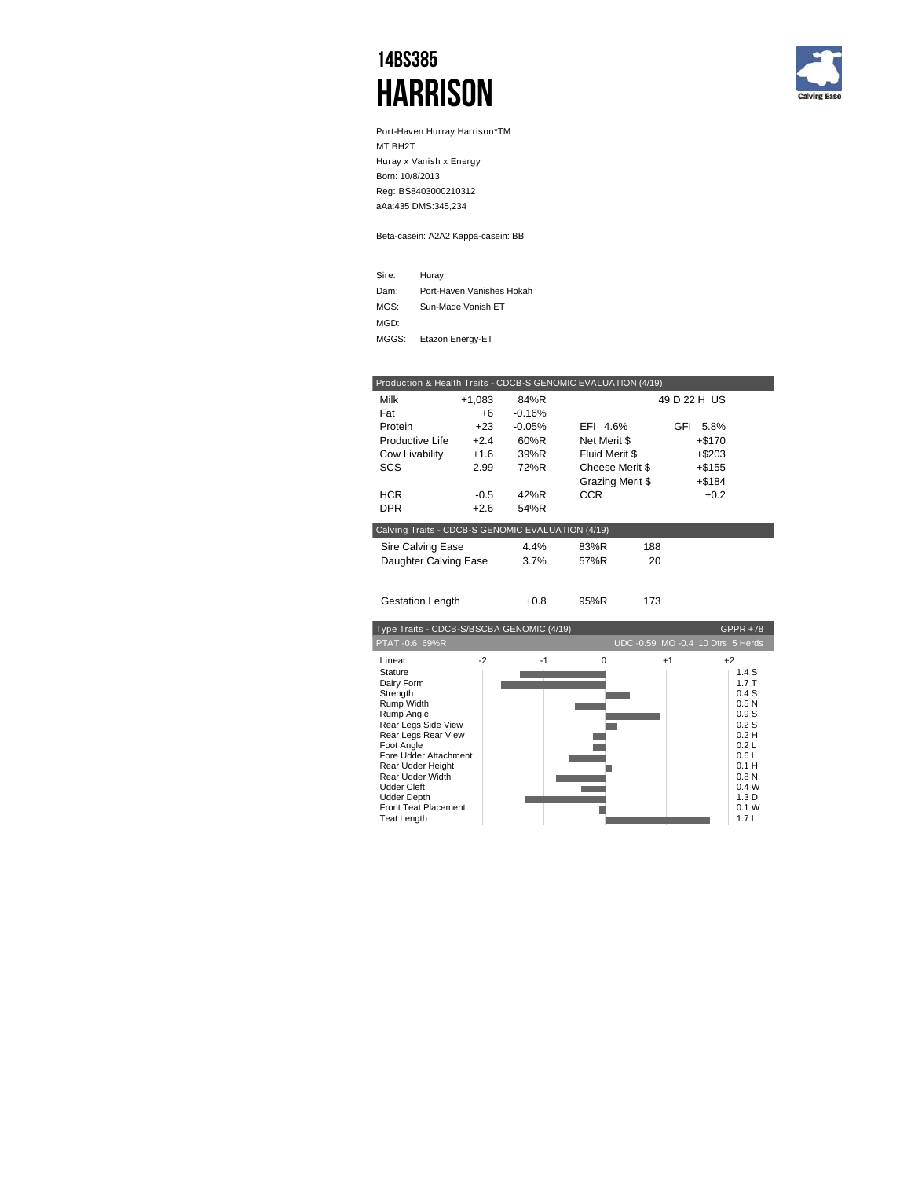# 14BS385

# HARRISON

Calving Ease

Port-Haven Huray Harrison*TM
MT BH2T
Huray x Vanish x Energy
Born: 10/8/2013
Reg: BS8403000210312
aAa:435 DMS:345,234

Beta-casein: A2A2 Kappa-casein: BB

| | |
|---|---|
| Sire: | Huray |
| Dam: | Port-Haven Vanishes Hokah |
| MGS: | Sun-Made Vanish ET |
| MGD: | |
| MGGS: | Etazon Energy-ET |

**Production & Health Traits - CDCB-S GENOMIC EVALUATION (4/19)**

| | | | | |
|---|---|---|---|---|
| Milk | +1,083 | 84%R | | 49 D 22 H US |
| Fat | +6 | -0.16% | | |
| Protein | +23 | -0.05% | EFI 4.6% | GFI 5.8% |
| Productive Life | +2.4 | 60%R | Net Merit $ | +$170 |
| Cow Livability | +1.6 | 39%R | Fluid Merit $ | +$203 |
| SCS | 2.99 | 72%R | Cheese Merit $ | +$155 |
| | | | Grazing Merit $ | +$184 |
| HCR | -0.5 | 42%R | CCR | +0.2 |
| DPR | +2.6 | 54%R | | |

**Calving Traits - CDCB-S GENOMIC EVALUATION (4/19)**

| | | | |
|---|---|---|---|
| Sire Calving Ease | 4.4% | 83%R | 188 |
| Daughter Calving Ease | 3.7% | 57%R | 20 |
| Gestation Length | +0.8 | 95%R | 173 |

**Type Traits - CDCB-S/BSCBA GENOMIC (4/19)** GPPR +78

PTAT -0.6 69%R — UDC -0.59 MO -0.4 10 Dtrs 5 Herds

| Linear | |
|---|---|
| Stature | 1.4 S |
| Dairy Form | 1.7 T |
| Strength | 0.4 S |
| Rump Width | 0.5 N |
| Rump Angle | 0.9 S |
| Rear Legs Side View | 0.2 S |
| Rear Legs Rear View | 0.2 H |
| Foot Angle | 0.2 L |
| Fore Udder Attachment | 0.6 L |
| Rear Udder Height | 0.1 H |
| Rear Udder Width | 0.8 N |
| Udder Cleft | 0.4 W |
| Udder Depth | 1.3 D |
| Front Teat Placement | 0.1 W |
| Teat Length | 1.7 L |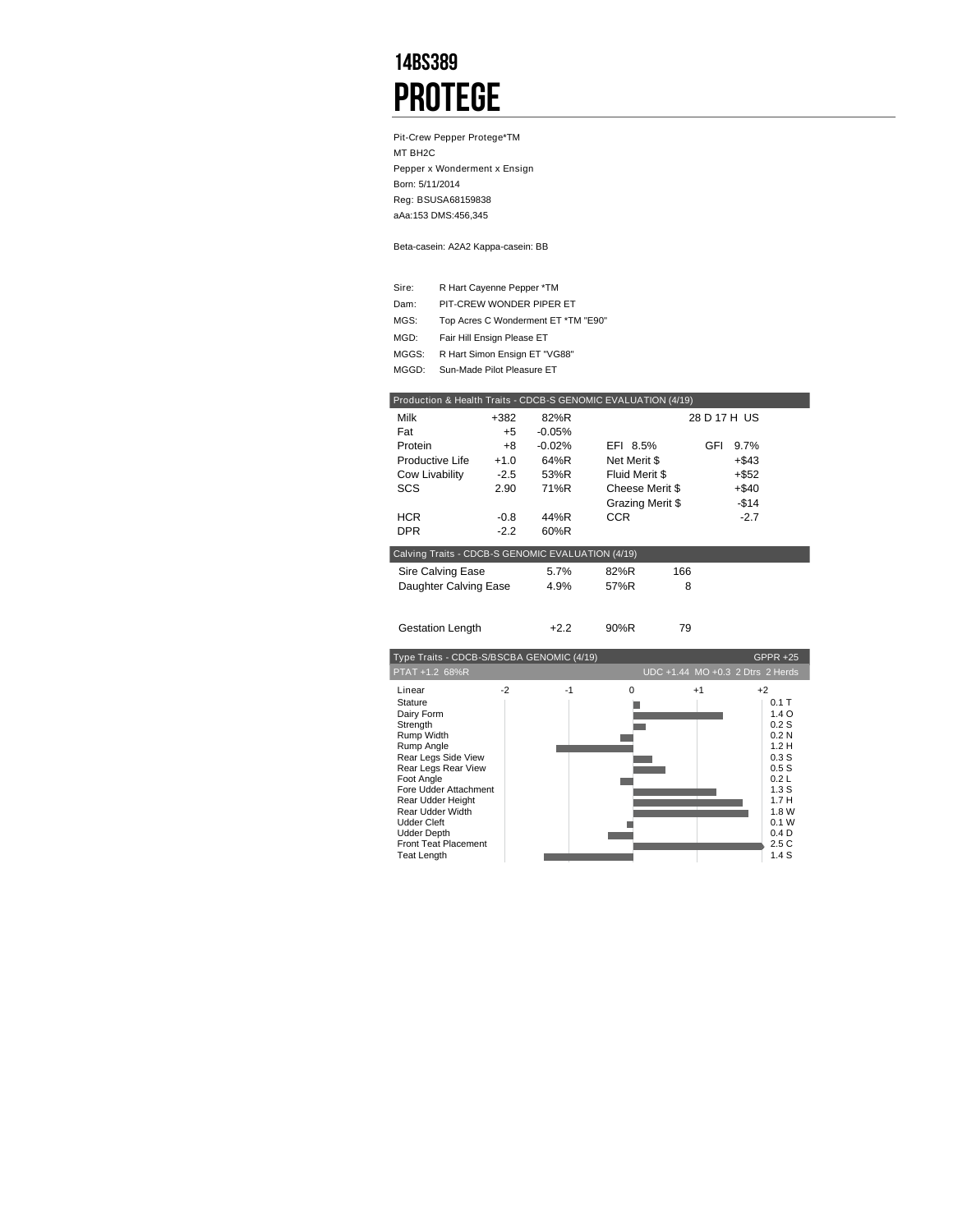# 14BS389
# PROTEGE

Pit-Crew Pepper Protege*TM
MT BH2C
Pepper x Wonderment x Ensign
Born: 5/11/2014
Reg: BSUSA68159838
aAa:153 DMS:456,345

Beta-casein: A2A2 Kappa-casein: BB

| | |
|---|---|
| Sire: | R Hart Cayenne Pepper *TM |
| Dam: | PIT-CREW WONDER PIPER ET |
| MGS: | Top Acres C Wonderment ET *TM "E90" |
| MGD: | Fair Hill Ensign Please ET |
| MGGS: | R Hart Simon Ensign ET "VG88" |
| MGGD: | Sun-Made Pilot Pleasure ET |

**Production & Health Traits - CDCB-S GENOMIC EVALUATION (4/19)**

| | | | | |
|---|---|---|---|---|
| Milk | +382 | 82%R | | 28 D 17 H US |
| Fat | +5 | -0.05% | | |
| Protein | +8 | -0.02% | EFI 8.5% | GFI 9.7% |
| Productive Life | +1.0 | 64%R | Net Merit $ | +$43 |
| Cow Livability | -2.5 | 53%R | Fluid Merit $ | +$52 |
| SCS | 2.90 | 71%R | Cheese Merit $ | +$40 |
| | | | Grazing Merit $ | -$14 |
| HCR | -0.8 | 44%R | CCR | -2.7 |
| DPR | -2.2 | 60%R | | |

**Calving Traits - CDCB-S GENOMIC EVALUATION (4/19)**

| | | | |
|---|---|---|---|
| Sire Calving Ease | 5.7% | 82%R | 166 |
| Daughter Calving Ease | 4.9% | 57%R | 8 |
| Gestation Length | +2.2 | 90%R | 79 |

**Type Traits - CDCB-S/BSCBA GENOMIC (4/19)** GPPR +25

PTAT +1.2 68%R — UDC +1.44 MO +0.3 2 Dtrs 2 Herds

| Linear | |
|---|---|
| Stature | 0.1 T |
| Dairy Form | 1.4 O |
| Strength | 0.2 S |
| Rump Width | 0.2 N |
| Rump Angle | 1.2 H |
| Rear Legs Side View | 0.3 S |
| Rear Legs Rear View | 0.5 S |
| Foot Angle | 0.2 L |
| Fore Udder Attachment | 1.3 S |
| Rear Udder Height | 1.7 H |
| Rear Udder Width | 1.8 W |
| Udder Cleft | 0.1 W |
| Udder Depth | 0.4 D |
| Front Teat Placement | 2.5 C |
| Teat Length | 1.4 S |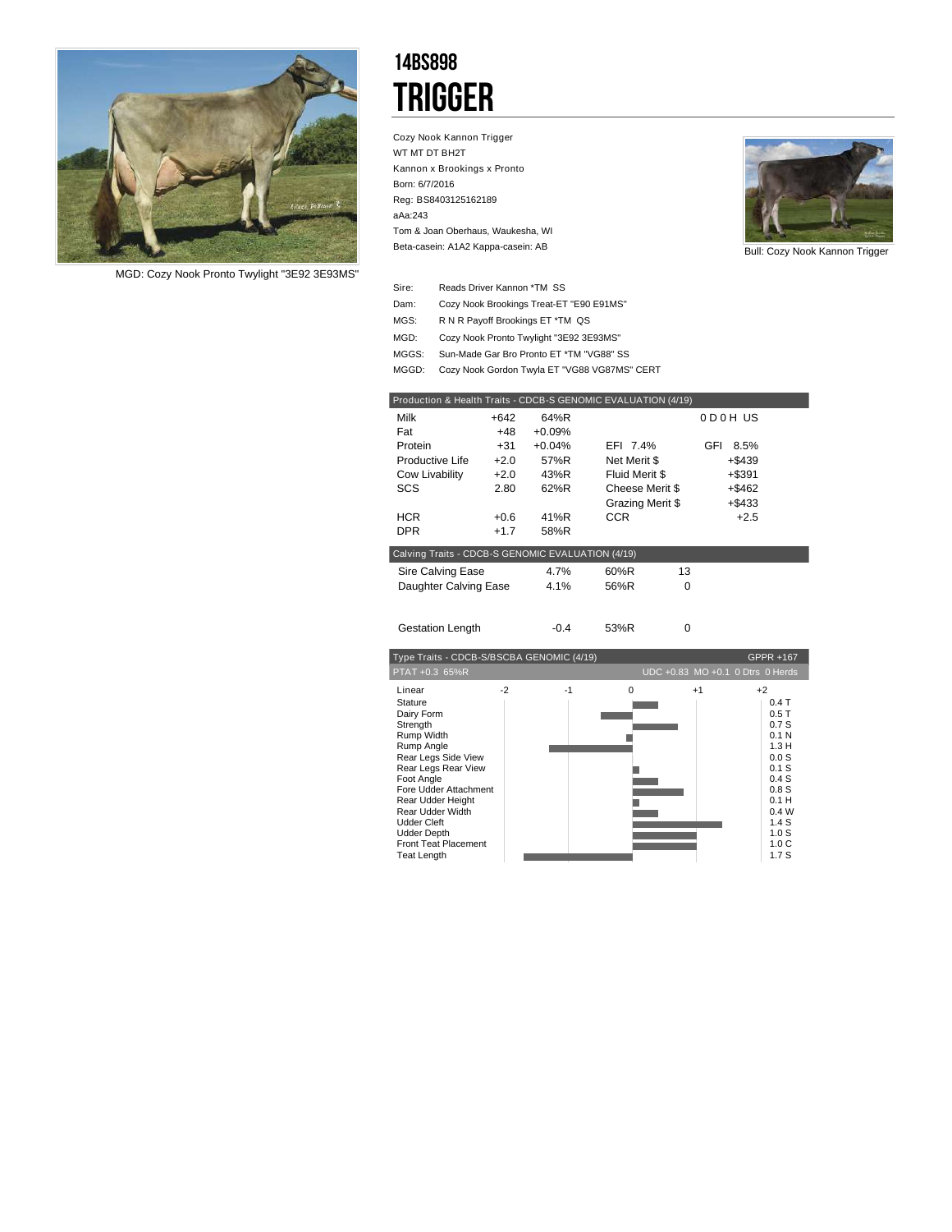MGD: Cozy Nook Pronto Twylight "3E92 3E93MS"

# 14BS898
# TRIGGER

Cozy Nook Kannon Trigger
WT MT DT BH2T
Kannon x Brookings x Pronto
Born: 6/7/2016
Reg: BS8403125162189
aAa:243
Tom & Joan Oberhaus, Waukesha, WI
Beta-casein: A1A2 Kappa-casein: AB

Bull: Cozy Nook Kannon Trigger

| | |
|---|---|
| Sire: | Reads Driver Kannon *TM SS |
| Dam: | Cozy Nook Brookings Treat-ET "E90 E91MS" |
| MGS: | R N R Payoff Brookings ET *TM QS |
| MGD: | Cozy Nook Pronto Twylight "3E92 3E93MS" |
| MGGS: | Sun-Made Gar Bro Pronto ET *TM "VG88" SS |
| MGGD: | Cozy Nook Gordon Twyla ET "VG88 VG87MS" CERT |

| Production & Health Traits - CDCB-S GENOMIC EVALUATION (4/19) | | | | |
|---|---|---|---|---|
| Milk | +642 | 64%R | | 0 D 0 H US |
| Fat | +48 | +0.09% | | |
| Protein | +31 | +0.04% | EFI 7.4% | GFI 8.5% |
| Productive Life | +2.0 | 57%R | Net Merit $ | +$439 |
| Cow Livability | +2.0 | 43%R | Fluid Merit $ | +$391 |
| SCS | 2.80 | 62%R | Cheese Merit $ | +$462 |
| | | | Grazing Merit $ | +$433 |
| HCR | +0.6 | 41%R | CCR | +2.5 |
| DPR | +1.7 | 58%R | | |

| Calving Traits - CDCB-S GENOMIC EVALUATION (4/19) | | | |
|---|---|---|---|
| Sire Calving Ease | 4.7% | 60%R | 13 |
| Daughter Calving Ease | 4.1% | 56%R | 0 |
| Gestation Length | -0.4 | 53%R | 0 |

| Type Traits - CDCB-S/BSCBA GENOMIC (4/19) | GPPR +167 |
|---|---|
| PTAT +0.3 65%R | UDC +0.83 MO +0.1 0 Dtrs 0 Herds |

| Linear | |
|---|---|
| Stature | 0.4 T |
| Dairy Form | 0.5 T |
| Strength | 0.7 S |
| Rump Width | 0.1 N |
| Rump Angle | 1.3 H |
| Rear Legs Side View | 0.0 S |
| Rear Legs Rear View | 0.1 S |
| Foot Angle | 0.4 S |
| Fore Udder Attachment | 0.8 S |
| Rear Udder Height | 0.1 H |
| Rear Udder Width | 0.4 W |
| Udder Cleft | 1.4 S |
| Udder Depth | 1.0 S |
| Front Teat Placement | 1.0 C |
| Teat Length | 1.7 S |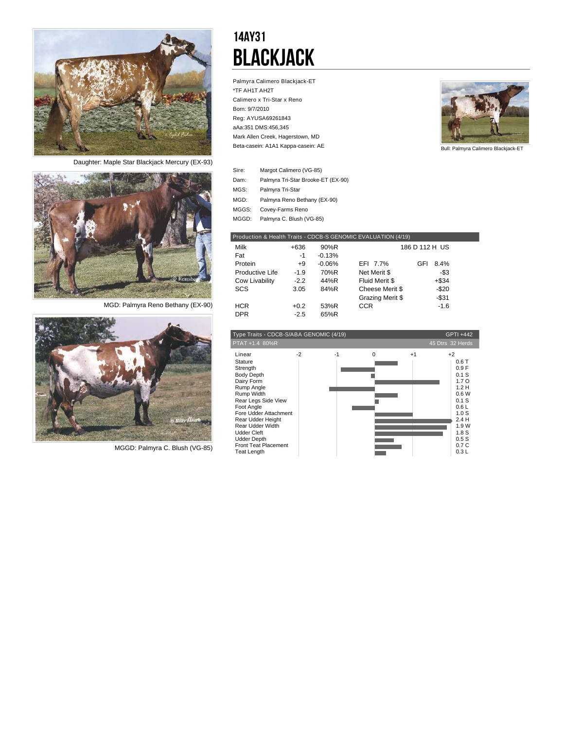# 14AY31
# BLACKJACK

Palmyra Calimero Blackjack-ET
*TF AH1T AH2T
Calimero x Tri-Star x Reno
Born: 9/7/2010
Reg: AYUSA69261843
aAa:351 DMS:456,345
Mark Allen Creek, Hagerstown, MD
Beta-casein: A1A1 Kappa-casein: AE

Bull: Palmyra Calimero Blackjack-ET

Daughter: Maple Star Blackjack Mercury (EX-93)

MGD: Palmyra Reno Bethany (EX-90)

MGGD: Palmyra C. Blush (VG-85)

| | |
|---|---|
| Sire: | Margot Calimero (VG-85) |
| Dam: | Palmyra Tri-Star Brooke-ET (EX-90) |
| MGS: | Palmyra Tri-Star |
| MGD: | Palmyra Reno Bethany (EX-90) |
| MGGS: | Covey-Farms Reno |
| MGGD: | Palmyra C. Blush (VG-85) |

| Production & Health Traits - CDCB-S GENOMIC EVALUATION (4/19) | | | | |
|---|---|---|---|---|
| Milk | +636 | 90%R | | 186 D 112 H US |
| Fat | -1 | -0.13% | | |
| Protein | +9 | -0.06% | EFI 7.7% | GFI 8.4% |
| Productive Life | -1.9 | 70%R | Net Merit $ | -$3 |
| Cow Livability | -2.2 | 44%R | Fluid Merit $ | +$34 |
| SCS | 3.05 | 84%R | Cheese Merit $ | -$20 |
| | | | Grazing Merit $ | -$31 |
| HCR | +0.2 | 53%R | CCR | -1.6 |
| DPR | -2.5 | 65%R | | |

Type Traits - CDCB-S/ABA GENOMIC (4/19) GPTI +442
PTAT +1.4 80%R 45 Dtrs 32 Herds

| Linear | Value |
|---|---|
| Stature | 0.6 T |
| Strength | 0.9 F |
| Body Depth | 0.1 S |
| Dairy Form | 1.7 O |
| Rump Angle | 1.2 H |
| Rump Width | 0.6 W |
| Rear Legs Side View | 0.1 S |
| Foot Angle | 0.6 L |
| Fore Udder Attachment | 1.0 S |
| Rear Udder Height | 2.4 H |
| Rear Udder Width | 1.9 W |
| Udder Cleft | 1.8 S |
| Udder Depth | 0.5 S |
| Front Teat Placement | 0.7 C |
| Teat Length | 0.3 L |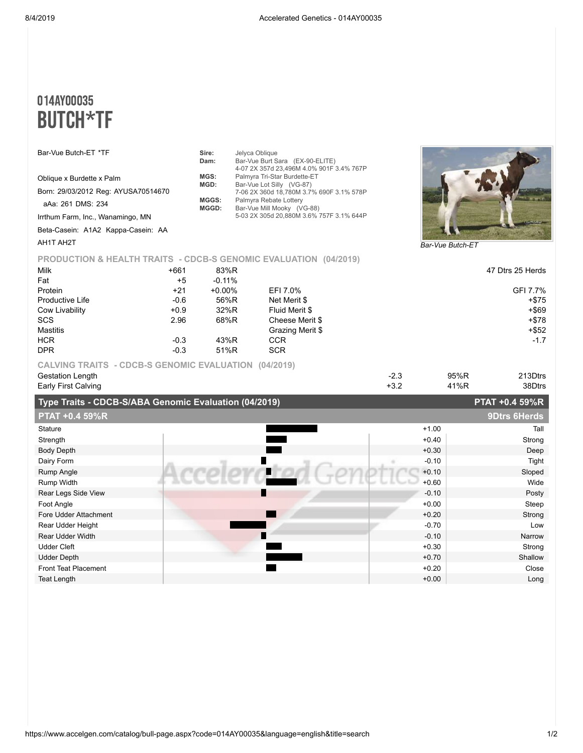# 014AY00035
# BUTCH*TF

Bar-Vue Butch-ET *TF

Oblique x Burdette x Palm

Born: 29/03/2012 Reg: AYUSA70514670

aAa: 261 DMS: 234

Irrthum Farm, Inc., Wanamingo, MN

Beta-Casein: A1A2 Kappa-Casein: AA

AH1T AH2T

**Sire:** Jelyca Oblique
**Dam:** Bar-Vue Burt Sara (EX-90-ELITE)
4-07 2X 357d 23,496M 4.0% 901F 3.4% 767P
**MGS:** Palmyra Tri-Star Burdette-ET
**MGD:** Bar-Vue Lot Silly (VG-87)
7-06 2X 360d 18,780M 3.7% 690F 3.1% 578P
**MGGS:** Palmyra Rebate Lottery
**MGGD:** Bar-Vue Mill Mooky (VG-88)
5-03 2X 305d 20,880M 3.6% 757F 3.1% 644P

*Bar-Vue Butch-ET*

## PRODUCTION & HEALTH TRAITS - CDCB-S GENOMIC EVALUATION (04/2019)

| | | | | 47 Dtrs 25 Herds |
|---|---|---|---|---|
| Milk | +661 | 83%R | | |
| Fat | +5 | -0.11% | | |
| Protein | +21 | +0.00% | EFI 7.0% | GFI 7.7% |
| Productive Life | -0.6 | 56%R | Net Merit $ | +$75 |
| Cow Livability | +0.9 | 32%R | Fluid Merit $ | +$69 |
| SCS | 2.96 | 68%R | Cheese Merit $ | +$78 |
| Mastitis | | | Grazing Merit $ | +$52 |
| HCR | -0.3 | 43%R | CCR | -1.7 |
| DPR | -0.3 | 51%R | SCR | |

## CALVING TRAITS - CDCB-S GENOMIC EVALUATION (04/2019)

| | | | |
|---|---|---|---|
| Gestation Length | -2.3 | 95%R | 213Dtrs |
| Early First Calving | +3.2 | 41%R | 38Dtrs |

## Type Traits - CDCB-S/ABA Genomic Evaluation (04/2019)

PTAT +0.4 59%R

PTAT +0.4 59%R — 9Dtrs 6Herds

| Trait | Value | |
|---|---|---|
| Stature | +1.00 | Tall |
| Strength | +0.40 | Strong |
| Body Depth | +0.30 | Deep |
| Dairy Form | -0.10 | Tight |
| Rump Angle | +0.10 | Sloped |
| Rump Width | +0.60 | Wide |
| Rear Legs Side View | -0.10 | Posty |
| Foot Angle | +0.00 | Steep |
| Fore Udder Attachment | +0.20 | Strong |
| Rear Udder Height | -0.70 | Low |
| Rear Udder Width | -0.10 | Narrow |
| Udder Cleft | +0.30 | Strong |
| Udder Depth | +0.70 | Shallow |
| Front Teat Placement | +0.20 | Close |
| Teat Length | +0.00 | Long |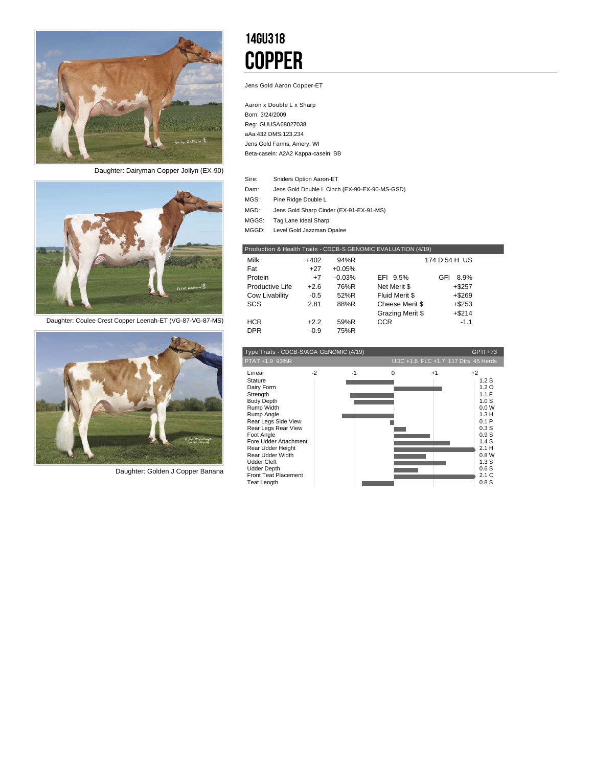# 14GU318

# COPPER

Jens Gold Aaron Copper-ET

Aaron x Double L x Sharp
Born: 3/24/2009
Reg: GUUSA68027038
aAa:432 DMS:123,234
Jens Gold Farms, Amery, WI
Beta-casein: A2A2 Kappa-casein: BB

| | |
|---|---|
| Sire: | Sniders Option Aaron-ET |
| Dam: | Jens Gold Double L Cinch (EX-90-EX-90-MS-GSD) |
| MGS: | Pine Ridge Double L |
| MGD: | Jens Gold Sharp Cinder (EX-91-EX-91-MS) |
| MGGS: | Tag Lane Ideal Sharp |
| MGGD: | Level Gold Jazzman Opalee |

Daughter: Dairyman Copper Jollyn (EX-90)

Daughter: Coulee Crest Copper Leenah-ET (VG-87-VG-87-MS)

Daughter: Golden J Copper Banana

**Production & Health Traits - CDCB-S GENOMIC EVALUATION (4/19)**

| | | | | |
|---|---|---|---|---|
| Milk | +402 | 94%R | | 174 D 54 H US |
| Fat | +27 | +0.05% | | |
| Protein | +7 | -0.03% | EFI 9.5% | GFI 8.9% |
| Productive Life | +2.6 | 76%R | Net Merit $ | +$257 |
| Cow Livability | -0.5 | 52%R | Fluid Merit $ | +$269 |
| SCS | 2.81 | 88%R | Cheese Merit $ | +$253 |
| | | | Grazing Merit $ | +$214 |
| HCR | +2.2 | 59%R | CCR | -1.1 |
| DPR | -0.9 | 75%R | | |

**Type Traits - CDCB-S/AGA GENOMIC (4/19)** GPTI +73

PTAT +1.9 93%R — UDC +1.6 FLC +1.7 117 Dtrs 45 Herds

| Linear | Value |
|---|---|
| Stature | 1.2 S |
| Dairy Form | 1.2 O |
| Strength | 1.1 F |
| Body Depth | 1.0 S |
| Rump Width | 0.0 W |
| Rump Angle | 1.3 H |
| Rear Legs Side View | 0.1 P |
| Rear Legs Rear View | 0.3 S |
| Foot Angle | 0.9 S |
| Fore Udder Attachment | 1.4 S |
| Rear Udder Height | 2.1 H |
| Rear Udder Width | 0.8 W |
| Udder Cleft | 1.3 S |
| Udder Depth | 0.6 S |
| Front Teat Placement | 2.1 C |
| Teat Length | 0.8 S |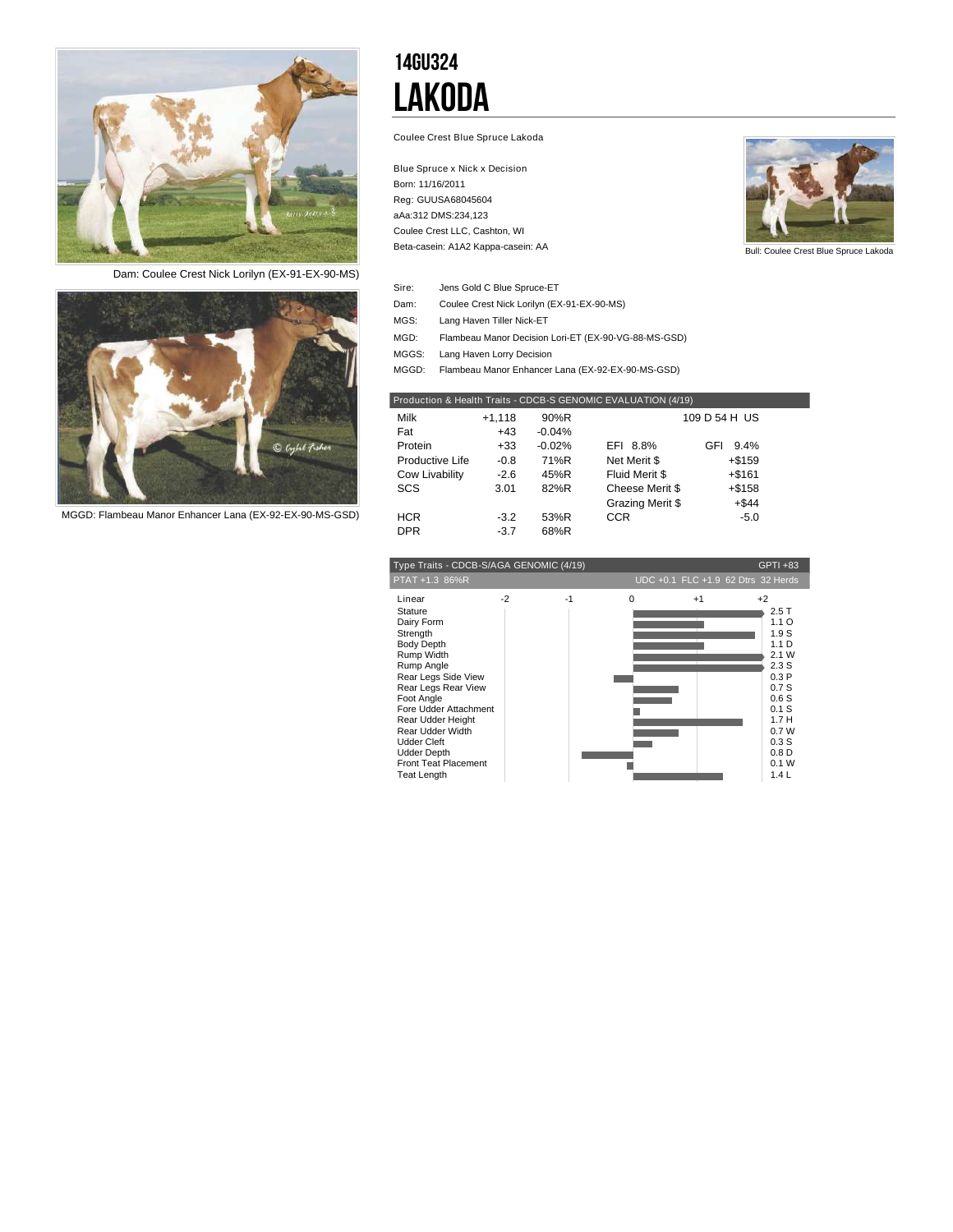Dam: Coulee Crest Nick Lorilyn (EX-91-EX-90-MS)

MGGD: Flambeau Manor Enhancer Lana (EX-92-EX-90-MS-GSD)

# 14GU324
# LAKODA

Coulee Crest Blue Spruce Lakoda

Blue Spruce x Nick x Decision
Born: 11/16/2011
Reg: GUUSA68045604
aAa:312 DMS:234,123
Coulee Crest LLC, Cashton, WI
Beta-casein: A1A2 Kappa-casein: AA

Bull: Coulee Crest Blue Spruce Lakoda

| | |
|---|---|
| Sire: | Jens Gold C Blue Spruce-ET |
| Dam: | Coulee Crest Nick Lorilyn (EX-91-EX-90-MS) |
| MGS: | Lang Haven Tiller Nick-ET |
| MGD: | Flambeau Manor Decision Lori-ET (EX-90-VG-88-MS-GSD) |
| MGGS: | Lang Haven Lorry Decision |
| MGGD: | Flambeau Manor Enhancer Lana (EX-92-EX-90-MS-GSD) |

| Production & Health Traits - CDCB-S GENOMIC EVALUATION (4/19) | | | | |
|---|---|---|---|---|
| Milk | +1,118 | 90%R | | 109 D 54 H US |
| Fat | +43 | -0.04% | | |
| Protein | +33 | -0.02% | EFI 8.8% | GFI 9.4% |
| Productive Life | -0.8 | 71%R | Net Merit $ | +$159 |
| Cow Livability | -2.6 | 45%R | Fluid Merit $ | +$161 |
| SCS | 3.01 | 82%R | Cheese Merit $ | +$158 |
| | | | Grazing Merit $ | +$44 |
| HCR | -3.2 | 53%R | CCR | -5.0 |
| DPR | -3.7 | 68%R | | |

Type Traits - CDCB-S/AGA GENOMIC (4/19) GPTI +83

PTAT +1.3 86%R UDC +0.1 FLC +1.9 62 Dtrs 32 Herds

| Linear | Value |
|---|---|
| Stature | 2.5 T |
| Dairy Form | 1.1 O |
| Strength | 1.9 S |
| Body Depth | 1.1 D |
| Rump Width | 2.1 W |
| Rump Angle | 2.3 S |
| Rear Legs Side View | 0.3 P |
| Rear Legs Rear View | 0.7 S |
| Foot Angle | 0.6 S |
| Fore Udder Attachment | 0.1 S |
| Rear Udder Height | 1.7 H |
| Rear Udder Width | 0.7 W |
| Udder Cleft | 0.3 S |
| Udder Depth | 0.8 D |
| Front Teat Placement | 0.1 W |
| Teat Length | 1.4 L |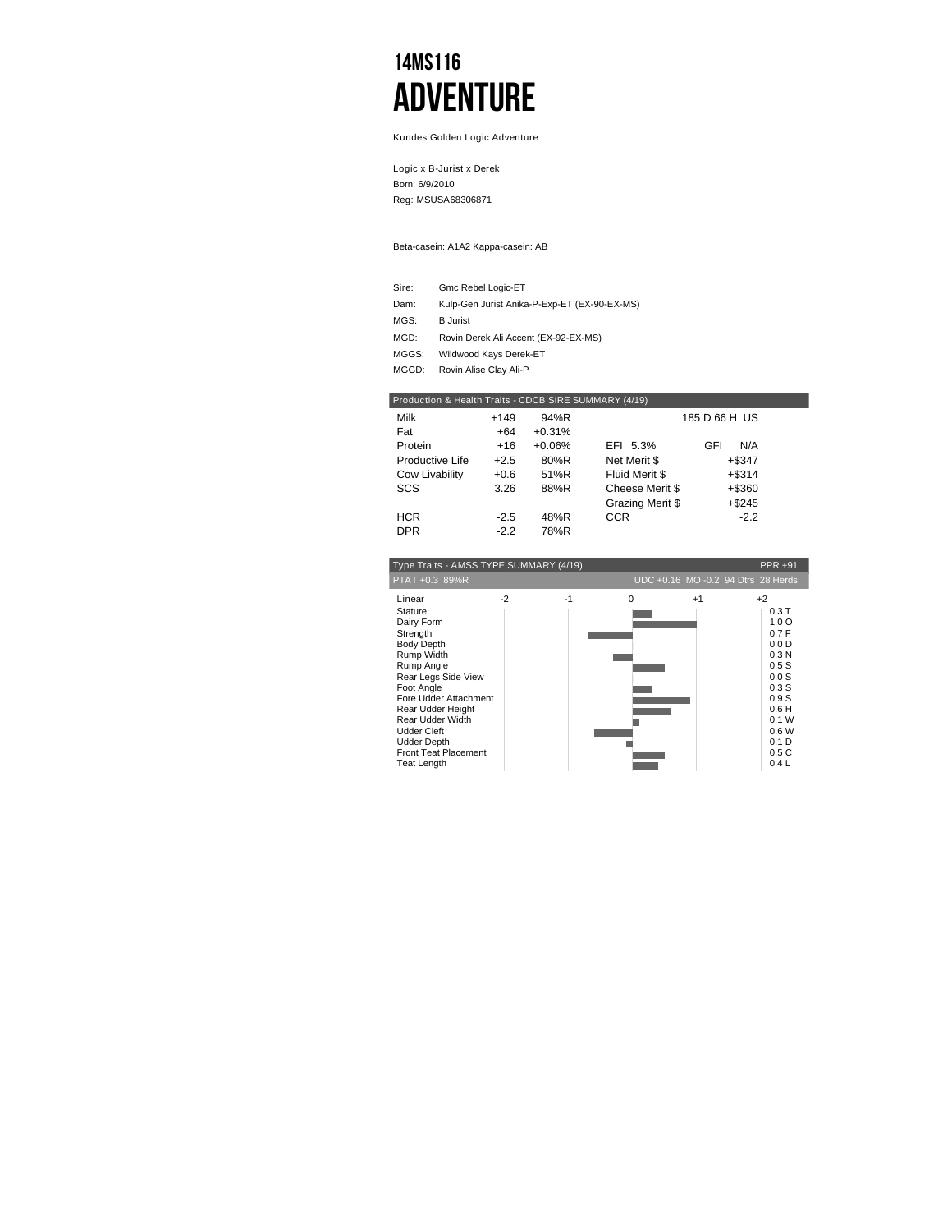# 14MS116

# ADVENTURE

Kundes Golden Logic Adventure

Logic x B-Jurist x Derek
Born: 6/9/2010
Reg: MSUSA68306871

Beta-casein: A1A2 Kappa-casein: AB

| | |
|---|---|
| Sire: | Gmc Rebel Logic-ET |
| Dam: | Kulp-Gen Jurist Anika-P-Exp-ET (EX-90-EX-MS) |
| MGS: | B Jurist |
| MGD: | Rovin Derek Ali Accent (EX-92-EX-MS) |
| MGGS: | Wildwood Kays Derek-ET |
| MGGD: | Rovin Alise Clay Ali-P |

**Production & Health Traits - CDCB SIRE SUMMARY (4/19)**

| | | | | |
|---|---|---|---|---|
| Milk | +149 | 94%R | | 185 D 66 H US |
| Fat | +64 | +0.31% | | |
| Protein | +16 | +0.06% | EFI 5.3% | GFI N/A |
| Productive Life | +2.5 | 80%R | Net Merit $ | +$347 |
| Cow Livability | +0.6 | 51%R | Fluid Merit $ | +$314 |
| SCS | 3.26 | 88%R | Cheese Merit $ | +$360 |
| | | | Grazing Merit $ | +$245 |
| HCR | -2.5 | 48%R | CCR | -2.2 |
| DPR | -2.2 | 78%R | | |

**Type Traits - AMSS TYPE SUMMARY (4/19)** PPR +91

PTAT +0.3 89%R — UDC +0.16 MO -0.2 94 Dtrs 28 Herds

| Linear | Value |
|---|---|
| Stature | 0.3 T |
| Dairy Form | 1.0 O |
| Strength | 0.7 F |
| Body Depth | 0.0 D |
| Rump Width | 0.3 N |
| Rump Angle | 0.5 S |
| Rear Legs Side View | 0.0 S |
| Foot Angle | 0.3 S |
| Fore Udder Attachment | 0.9 S |
| Rear Udder Height | 0.6 H |
| Rear Udder Width | 0.1 W |
| Udder Cleft | 0.6 W |
| Udder Depth | 0.1 D |
| Front Teat Placement | 0.5 C |
| Teat Length | 0.4 L |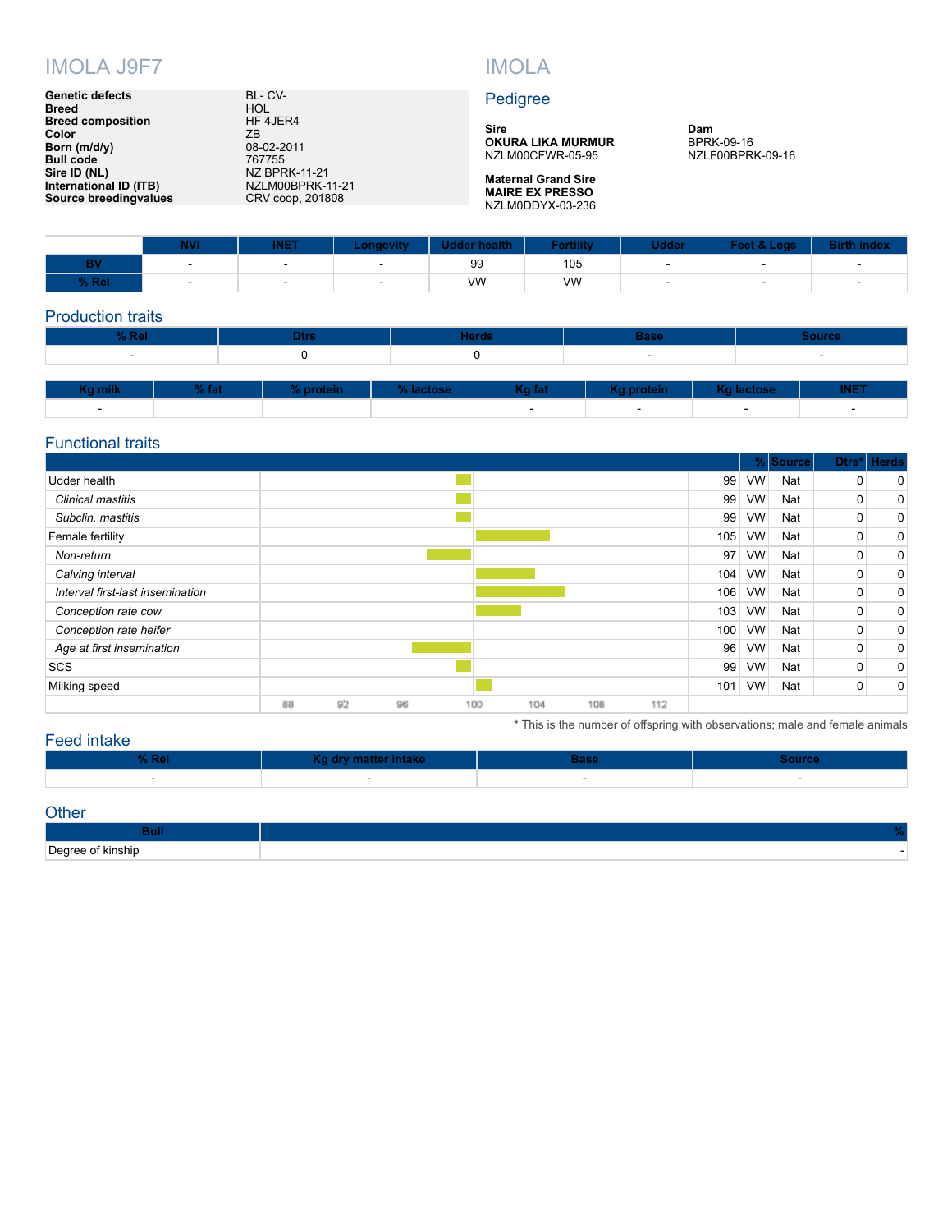# IMOLA J9F7

| | |
|---|---|
| **Genetic defects** | BL- CV- |
| **Breed** | HOL |
| **Breed composition** | HF 4JER4 |
| **Color** | ZB |
| **Born (m/d/y)** | 08-02-2011 |
| **Bull code** | 767755 |
| **Sire ID (NL)** | NZ BPRK-11-21 |
| **International ID (ITB)** | NZLM00BPRK-11-21 |
| **Source breedingvalues** | CRV coop, 201808 |

# IMOLA

## Pedigree

**Sire**
**OKURA LIKA MURMUR**
NZLM00CFWR-05-95

**Maternal Grand Sire**
**MAIRE EX PRESSO**
NZLM0DDYX-03-236

**Dam**
BPRK-09-16
NZLF00BPRK-09-16

| | NVI | INET | Longevity | Udder health | Fertility | Udder | Feet & Legs | Birth index |
|---|---|---|---|---|---|---|---|---|
| **BV** | - | - | - | 99 | 105 | - | - | - |
| **% Rel** | - | - | - | VW | VW | - | - | - |

## Production traits

| % Rel | Dtrs | Herds | Base | Source |
|---|---|---|---|---|
| - | 0 | 0 | - | - |

| Kg milk | % fat | % protein | % lactose | Kg fat | Kg protein | Kg lactose | INET |
|---|---|---|---|---|---|---|---|
| - | | | | - | - | - | - |

## Functional traits

| | | % | Source | Dtrs* | Herds |
|---|---|---|---|---|---|
| Udder health | 99 | VW | Nat | 0 | 0 |
| *Clinical mastitis* | 99 | VW | Nat | 0 | 0 |
| *Subclin. mastitis* | 99 | VW | Nat | 0 | 0 |
| Female fertility | 105 | VW | Nat | 0 | 0 |
| *Non-return* | 97 | VW | Nat | 0 | 0 |
| *Calving interval* | 104 | VW | Nat | 0 | 0 |
| *Interval first-last insemination* | 106 | VW | Nat | 0 | 0 |
| *Conception rate cow* | 103 | VW | Nat | 0 | 0 |
| *Conception rate heifer* | 100 | VW | Nat | 0 | 0 |
| *Age at first insemination* | 96 | VW | Nat | 0 | 0 |
| SCS | 99 | VW | Nat | 0 | 0 |
| Milking speed | 101 | VW | Nat | 0 | 0 |

\* This is the number of offspring with observations; male and female animals

## Feed intake

| % Rel | Kg dry matter intake | Base | Source |
|---|---|---|---|
| - | - | - | - |

## Other

| Bull | % |
|---|---|
| Degree of kinship | - |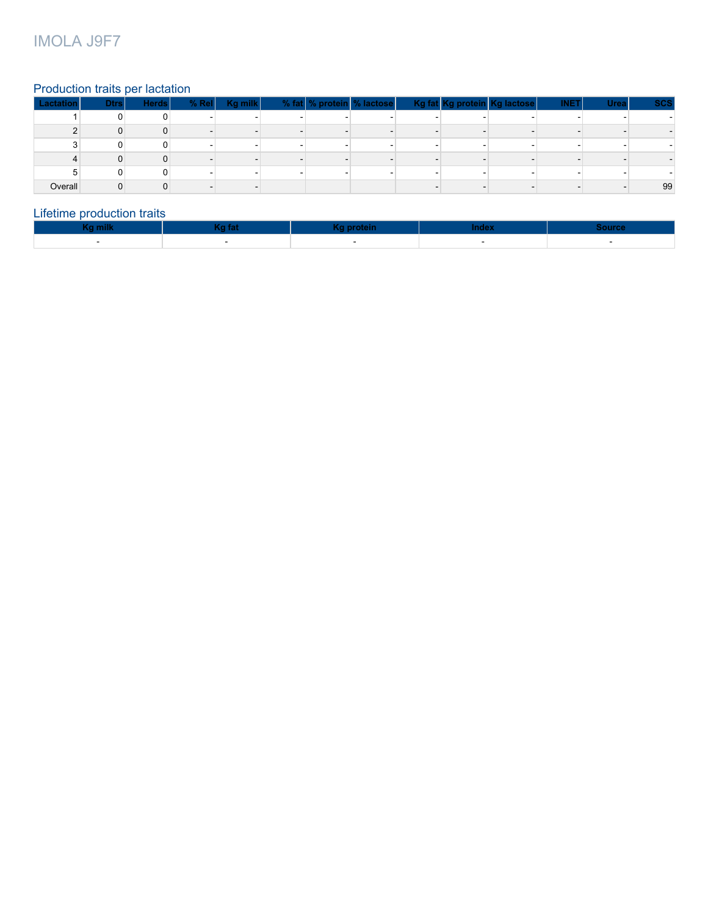# IMOLA J9F7

## Production traits per lactation

| Lactation | Dtrs | Herds | % Rel | Kg milk | % fat | % protein | % lactose | Kg fat | Kg protein | Kg lactose | INET | Urea | SCS |
|---|---|---|---|---|---|---|---|---|---|---|---|---|---|
| 1 | 0 | 0 | - | - | - | - | - | - | - | - | - | - | - |
| 2 | 0 | 0 | - | - | - | - | - | - | - | - | - | - | - |
| 3 | 0 | 0 | - | - | - | - | - | - | - | - | - | - | - |
| 4 | 0 | 0 | - | - | - | - | - | - | - | - | - | - | - |
| 5 | 0 | 0 | - | - | - | - | - | - | - | - | - | - | - |
| Overall | 0 | 0 | - | - | | | | - | - | - | - | - | 99 |

## Lifetime production traits

| Kg milk | Kg fat | Kg protein | Index | Source |
|---|---|---|---|---|
| - | - | - | - | - |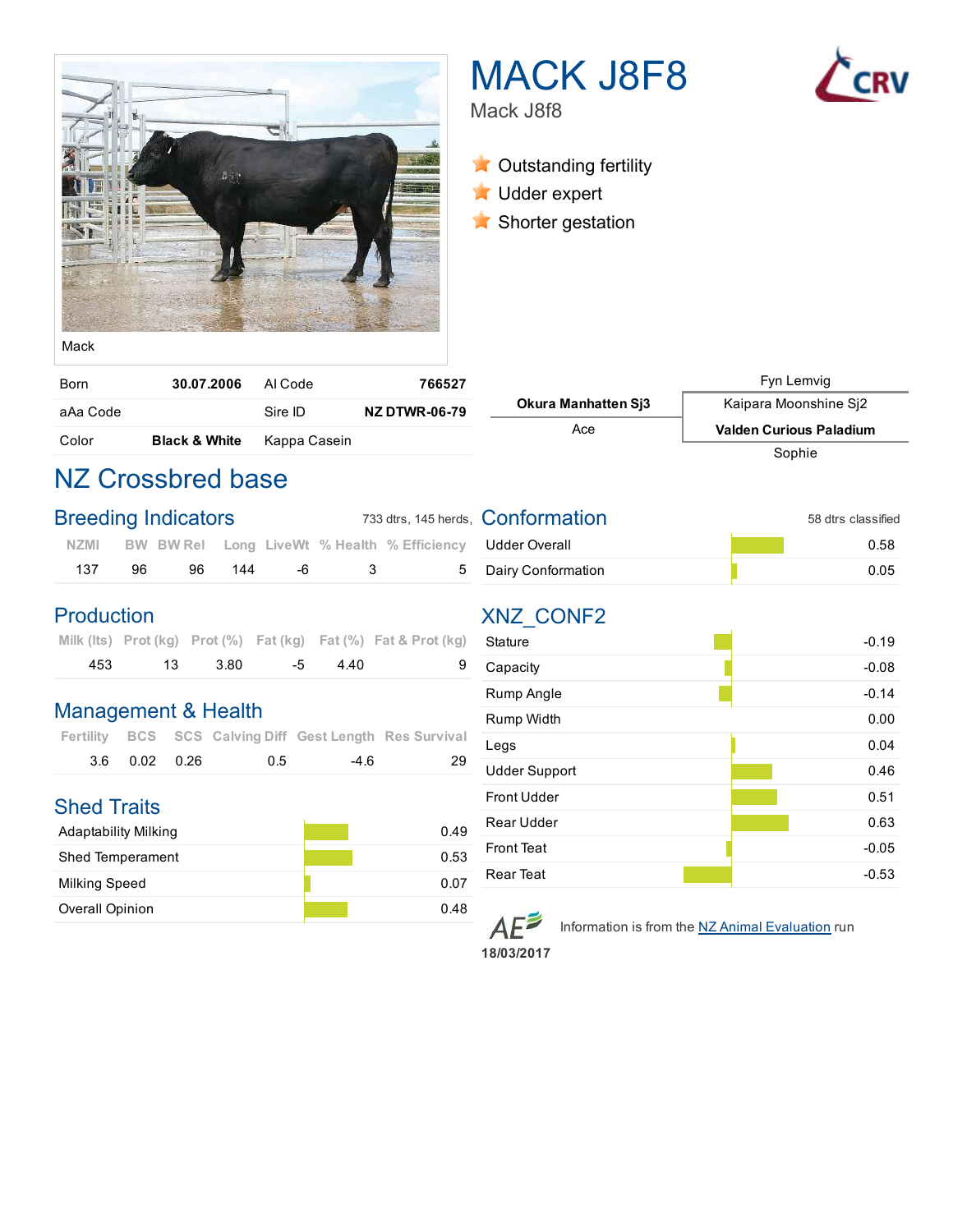Mack

# MACK J8F8

Mack J8f8

- Outstanding fertility
- Udder expert
- Shorter gestation

| Born | 30.07.2006 | AI Code | 766527 |
|---|---|---|---|
| aAa Code | | Sire ID | NZ DTWR-06-79 |
| Color | Black & White | Kappa Casein | |

| | | |
|---|---|---|
| | | Fyn Lemvig |
| Okura Manhatten Sj3 | Kaipara Moonshine Sj2 | |
| Ace | Valden Curious Paladium | |
| | | Sophie |

## NZ Crossbred base

### Breeding Indicators

733 dtrs, 145 herds,

| NZMI | BW | BW Rel | Long | LiveWt | % Health | % Efficiency |
|---|---|---|---|---|---|---|
| 137 | 96 | 96 | 144 | -6 | 3 | 5 |

### Production

| Milk (lts) | Prot (kg) | Prot (%) | Fat (kg) | Fat (%) | Fat & Prot (kg) |
|---|---|---|---|---|---|
| 453 | 13 | 3.80 | -5 | 4.40 | 9 |

### Management & Health

| Fertility | BCS | SCS | Calving Diff | Gest Length | Res Survival |
|---|---|---|---|---|---|
| 3.6 | 0.02 | 0.26 | 0.5 | -4.6 | 29 |

### Shed Traits

| Trait | Value |
|---|---|
| Adaptability Milking | 0.49 |
| Shed Temperament | 0.53 |
| Milking Speed | 0.07 |
| Overall Opinion | 0.48 |

### Conformation

58 dtrs classified

| Trait | Value |
|---|---|
| Udder Overall | 0.58 |
| Dairy Conformation | 0.05 |

### XNZ_CONF2

| Trait | Value |
|---|---|
| Stature | -0.19 |
| Capacity | -0.08 |
| Rump Angle | -0.14 |
| Rump Width | 0.00 |
| Legs | 0.04 |
| Udder Support | 0.46 |
| Front Udder | 0.51 |
| Rear Udder | 0.63 |
| Front Teat | -0.05 |
| Rear Teat | -0.53 |

Information is from the NZ Animal Evaluation run

18/03/2017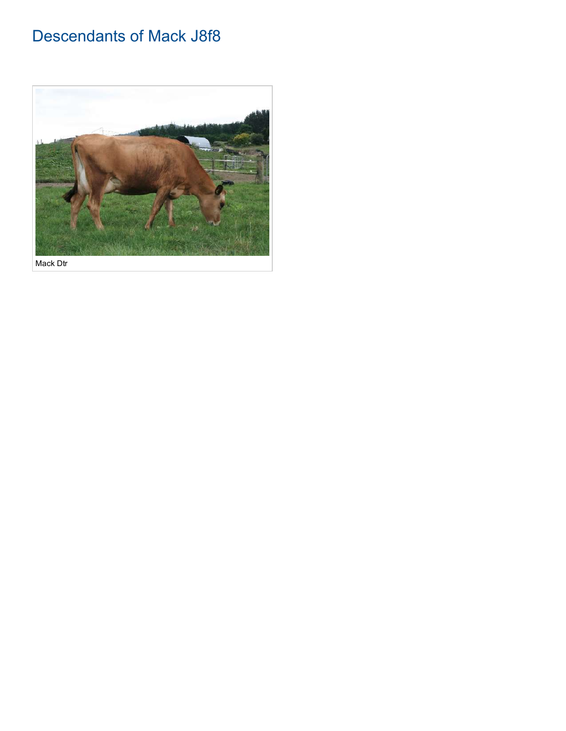# Descendants of Mack J8f8

Mack Dtr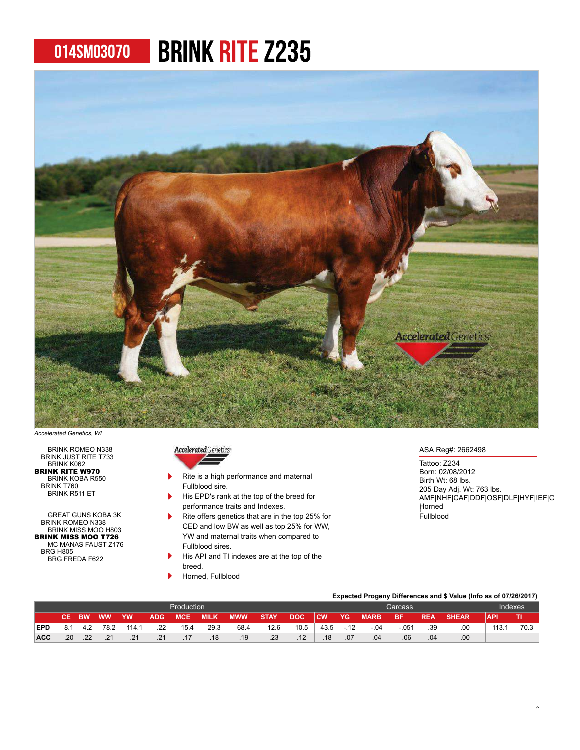# 014SM03070 BRINK RITE Z235

*Accelerated Genetics, WI*

BRINK ROMEO N338
BRINK JUST RITE T733
BRINK K062
**BRINK RITE W970**
BRINK KOBA R550
BRINK T760
BRINK R511 ET

GREAT GUNS KOBA 3K
BRINK ROMEO N338
BRINK MISS MOO H803
**BRINK MISS MOO T726**
MC MANAS FAUST Z176
BRG H805
BRG FREDA F622

Accelerated Genetics

- Rite is a high performance and maternal Fullblood sire.
- His EPD's rank at the top of the breed for performance traits and Indexes.
- Rite offers genetics that are in the top 25% for CED and low BW as well as top 25% for WW, YW and maternal traits when compared to Fullblood sires.
- His API and TI indexes are at the top of the breed.
- Horned, Fullblood

ASA Reg#: 2662498

Tattoo: Z234
Born: 02/08/2012
Birth Wt: 68 lbs.
205 Day Adj. Wt: 763 lbs.
AMF|NHF|CAF|DDF|OSF|DLF|HYF|IEF|C
Horned
Fullblood

**Expected Progeny Differences and $ Value (Info as of 07/26/2017)**

| | Production | | | | | | | | | | Carcass | | | | | | Indexes | |
|---|---|---|---|---|---|---|---|---|---|---|---|---|---|---|---|---|---|---|
| | CE | BW | WW | YW | ADG | MCE | MILK | MWW | STAY | DOC | CW | YG | MARB | BF | REA | SHEAR | API | TI |
| EPD | 8.1 | 4.2 | 78.2 | 114.1 | .22 | 15.4 | 29.3 | 68.4 | 12.6 | 10.5 | 43.5 | -.12 | -.04 | -.051 | .39 | .00 | 113.1 | 70.3 |
| ACC | .20 | .22 | .21 | .21 | .21 | .17 | .18 | .19 | .23 | .12 | .18 | .07 | .04 | .06 | .04 | .00 | | |